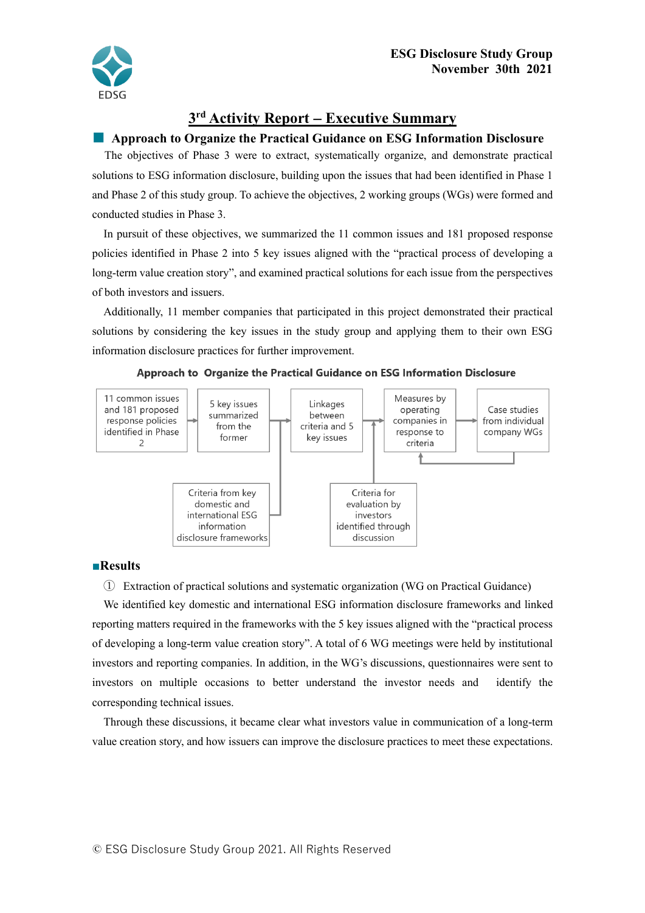ESG Disclosure Study Group
November 30th 2021

# 3rd Activity Report – Executive Summary

## ■ Approach to Organize the Practical Guidance on ESG Information Disclosure

The objectives of Phase 3 were to extract, systematically organize, and demonstrate practical solutions to ESG information disclosure, building upon the issues that had been identified in Phase 1 and Phase 2 of this study group. To achieve the objectives, 2 working groups (WGs) were formed and conducted studies in Phase 3.

In pursuit of these objectives, we summarized the 11 common issues and 181 proposed response policies identified in Phase 2 into 5 key issues aligned with the "practical process of developing a long-term value creation story", and examined practical solutions for each issue from the perspectives of both investors and issuers.

Additionally, 11 member companies that participated in this project demonstrated their practical solutions by considering the key issues in the study group and applying them to their own ESG information disclosure practices for further improvement.

**Approach to Organize the Practical Guidance on ESG Information Disclosure**

11 common issues and 181 proposed response policies identified in Phase 2 → 5 key issues summarized from the former → Linkages between criteria and 5 key issues → Measures by operating companies in response to criteria → Case studies from individual company WGs

Criteria from key domestic and international ESG information disclosure frameworks

Criteria for evaluation by investors identified through discussion

## ■Results

① Extraction of practical solutions and systematic organization (WG on Practical Guidance)

We identified key domestic and international ESG information disclosure frameworks and linked reporting matters required in the frameworks with the 5 key issues aligned with the "practical process of developing a long-term value creation story". A total of 6 WG meetings were held by institutional investors and reporting companies. In addition, in the WG's discussions, questionnaires were sent to investors on multiple occasions to better understand the investor needs and identify the corresponding technical issues.

Through these discussions, it became clear what investors value in communication of a long-term value creation story, and how issuers can improve the disclosure practices to meet these expectations.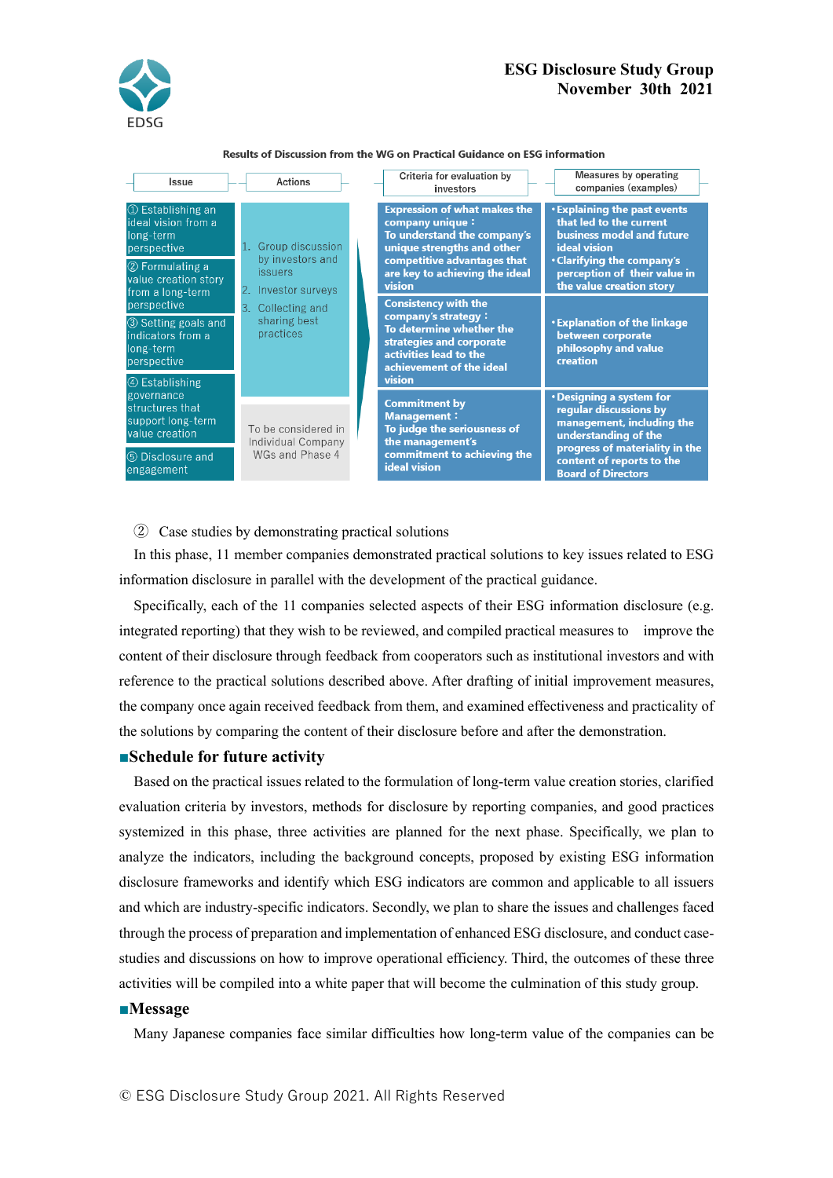**Results of Discussion from the WG on Practical Guidance on ESG information**

| Issue | Actions | Criteria for evaluation by investors | Measures by operating companies (examples) |
|---|---|---|---|
| ① Establishing an ideal vision from a long-term perspective<br>② Formulating a value creation story from a long-term perspective<br>③ Setting goals and indicators from a long-term perspective | 1. Group discussion by investors and issuers<br>2. Investor surveys<br>3. Collecting and sharing best practices | **Expression of what makes the company unique：**<br>**To understand the company's unique strengths and other competitive advantages that are key to achieving the ideal vision** | **・Explaining the past events that led to the current business model and future ideal vision**<br>**・Clarifying the company's perception of their value in the value creation story** |
| | | **Consistency with the company's strategy：**<br>**To determine whether the strategies and corporate activities lead to the achievement of the ideal vision** | **・Explanation of the linkage between corporate philosophy and value creation** |
| ④ Establishing governance structures that support long-term value creation<br>⑤ Disclosure and engagement | To be considered in Individual Company WGs and Phase 4 | **Commitment by Management：**<br>**To judge the seriousness of the management's commitment to achieving the ideal vision** | **・Designing a system for regular discussions by management, including the understanding of the progress of materiality in the content of reports to the Board of Directors** |

② Case studies by demonstrating practical solutions

In this phase, 11 member companies demonstrated practical solutions to key issues related to ESG information disclosure in parallel with the development of the practical guidance.

Specifically, each of the 11 companies selected aspects of their ESG information disclosure (e.g. integrated reporting) that they wish to be reviewed, and compiled practical measures to improve the content of their disclosure through feedback from cooperators such as institutional investors and with reference to the practical solutions described above. After drafting of initial improvement measures, the company once again received feedback from them, and examined effectiveness and practicality of the solutions by comparing the content of their disclosure before and after the demonstration.

## ■Schedule for future activity

Based on the practical issues related to the formulation of long-term value creation stories, clarified evaluation criteria by investors, methods for disclosure by reporting companies, and good practices systemized in this phase, three activities are planned for the next phase. Specifically, we plan to analyze the indicators, including the background concepts, proposed by existing ESG information disclosure frameworks and identify which ESG indicators are common and applicable to all issuers and which are industry-specific indicators. Secondly, we plan to share the issues and challenges faced through the process of preparation and implementation of enhanced ESG disclosure, and conduct case-studies and discussions on how to improve operational efficiency. Third, the outcomes of these three activities will be compiled into a white paper that will become the culmination of this study group.

## ■Message

Many Japanese companies face similar difficulties how long-term value of the companies can be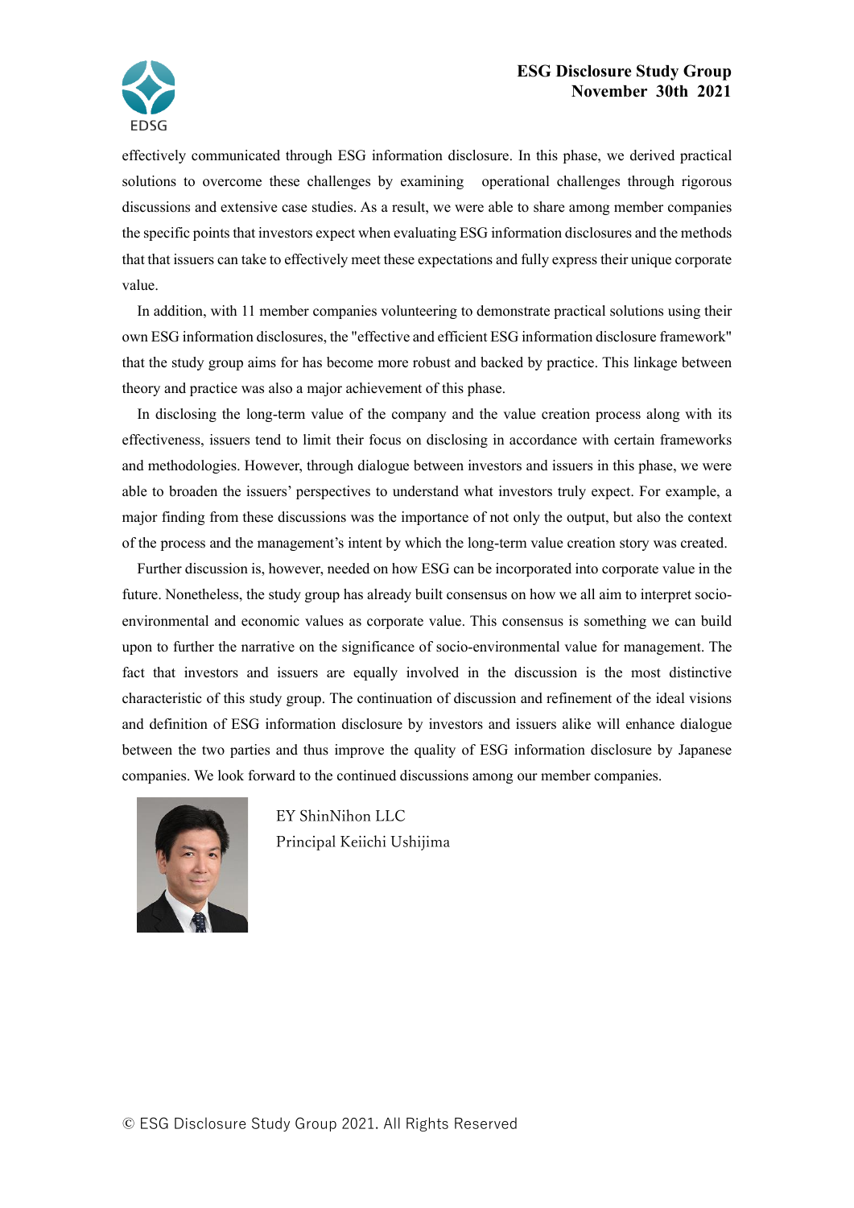effectively communicated through ESG information disclosure. In this phase, we derived practical solutions to overcome these challenges by examining operational challenges through rigorous discussions and extensive case studies. As a result, we were able to share among member companies the specific points that investors expect when evaluating ESG information disclosures and the methods that that issuers can take to effectively meet these expectations and fully express their unique corporate value.

In addition, with 11 member companies volunteering to demonstrate practical solutions using their own ESG information disclosures, the "effective and efficient ESG information disclosure framework" that the study group aims for has become more robust and backed by practice. This linkage between theory and practice was also a major achievement of this phase.

In disclosing the long-term value of the company and the value creation process along with its effectiveness, issuers tend to limit their focus on disclosing in accordance with certain frameworks and methodologies. However, through dialogue between investors and issuers in this phase, we were able to broaden the issuers' perspectives to understand what investors truly expect. For example, a major finding from these discussions was the importance of not only the output, but also the context of the process and the management's intent by which the long-term value creation story was created.

Further discussion is, however, needed on how ESG can be incorporated into corporate value in the future. Nonetheless, the study group has already built consensus on how we all aim to interpret socio-environmental and economic values as corporate value. This consensus is something we can build upon to further the narrative on the significance of socio-environmental value for management. The fact that investors and issuers are equally involved in the discussion is the most distinctive characteristic of this study group. The continuation of discussion and refinement of the ideal visions and definition of ESG information disclosure by investors and issuers alike will enhance dialogue between the two parties and thus improve the quality of ESG information disclosure by Japanese companies. We look forward to the continued discussions among our member companies.

EY ShinNihon LLC
Principal Keiichi Ushijima